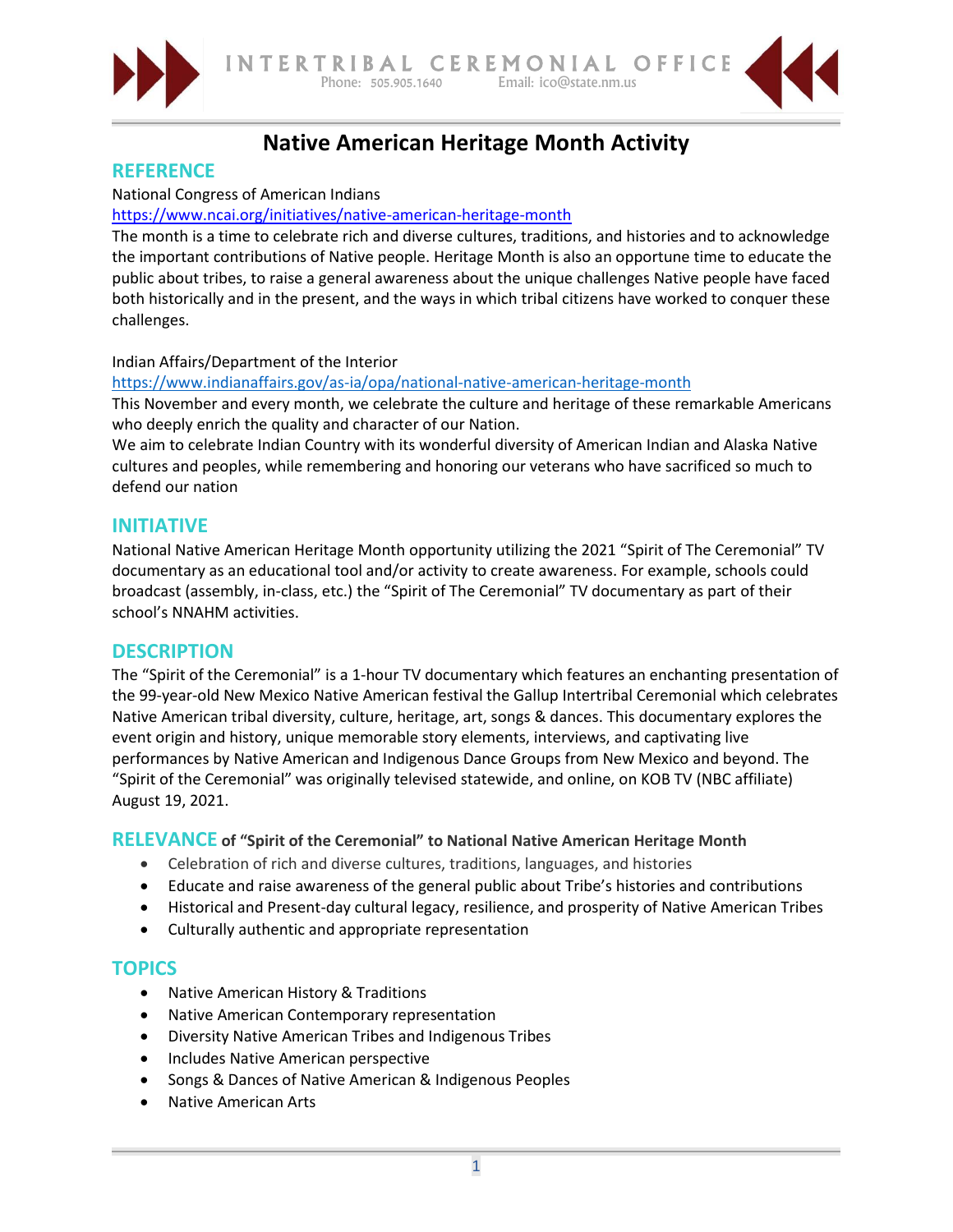INTERTRIBAL CEREMONIAL OFFICE
Phone: 505.905.1640 Email: ico@state.nm.us

# Native American Heritage Month Activity

## REFERENCE

National Congress of American Indians
https://www.ncai.org/initiatives/native-american-heritage-month
The month is a time to celebrate rich and diverse cultures, traditions, and histories and to acknowledge the important contributions of Native people. Heritage Month is also an opportune time to educate the public about tribes, to raise a general awareness about the unique challenges Native people have faced both historically and in the present, and the ways in which tribal citizens have worked to conquer these challenges.

Indian Affairs/Department of the Interior
https://www.indianaffairs.gov/as-ia/opa/national-native-american-heritage-month
This November and every month, we celebrate the culture and heritage of these remarkable Americans who deeply enrich the quality and character of our Nation.
We aim to celebrate Indian Country with its wonderful diversity of American Indian and Alaska Native cultures and peoples, while remembering and honoring our veterans who have sacrificed so much to defend our nation

## INITIATIVE

National Native American Heritage Month opportunity utilizing the 2021 “Spirit of The Ceremonial” TV documentary as an educational tool and/or activity to create awareness. For example, schools could broadcast (assembly, in-class, etc.) the “Spirit of The Ceremonial” TV documentary as part of their school’s NNAHM activities.

## DESCRIPTION

The “Spirit of the Ceremonial” is a 1-hour TV documentary which features an enchanting presentation of the 99-year-old New Mexico Native American festival the Gallup Intertribal Ceremonial which celebrates Native American tribal diversity, culture, heritage, art, songs & dances. This documentary explores the event origin and history, unique memorable story elements, interviews, and captivating live performances by Native American and Indigenous Dance Groups from New Mexico and beyond. The “Spirit of the Ceremonial” was originally televised statewide, and online, on KOB TV (NBC affiliate) August 19, 2021.

## RELEVANCE of “Spirit of the Ceremonial” to National Native American Heritage Month

- Celebration of rich and diverse cultures, traditions, languages, and histories
- Educate and raise awareness of the general public about Tribe’s histories and contributions
- Historical and Present-day cultural legacy, resilience, and prosperity of Native American Tribes
- Culturally authentic and appropriate representation

## TOPICS

- Native American History & Traditions
- Native American Contemporary representation
- Diversity Native American Tribes and Indigenous Tribes
- Includes Native American perspective
- Songs & Dances of Native American & Indigenous Peoples
- Native American Arts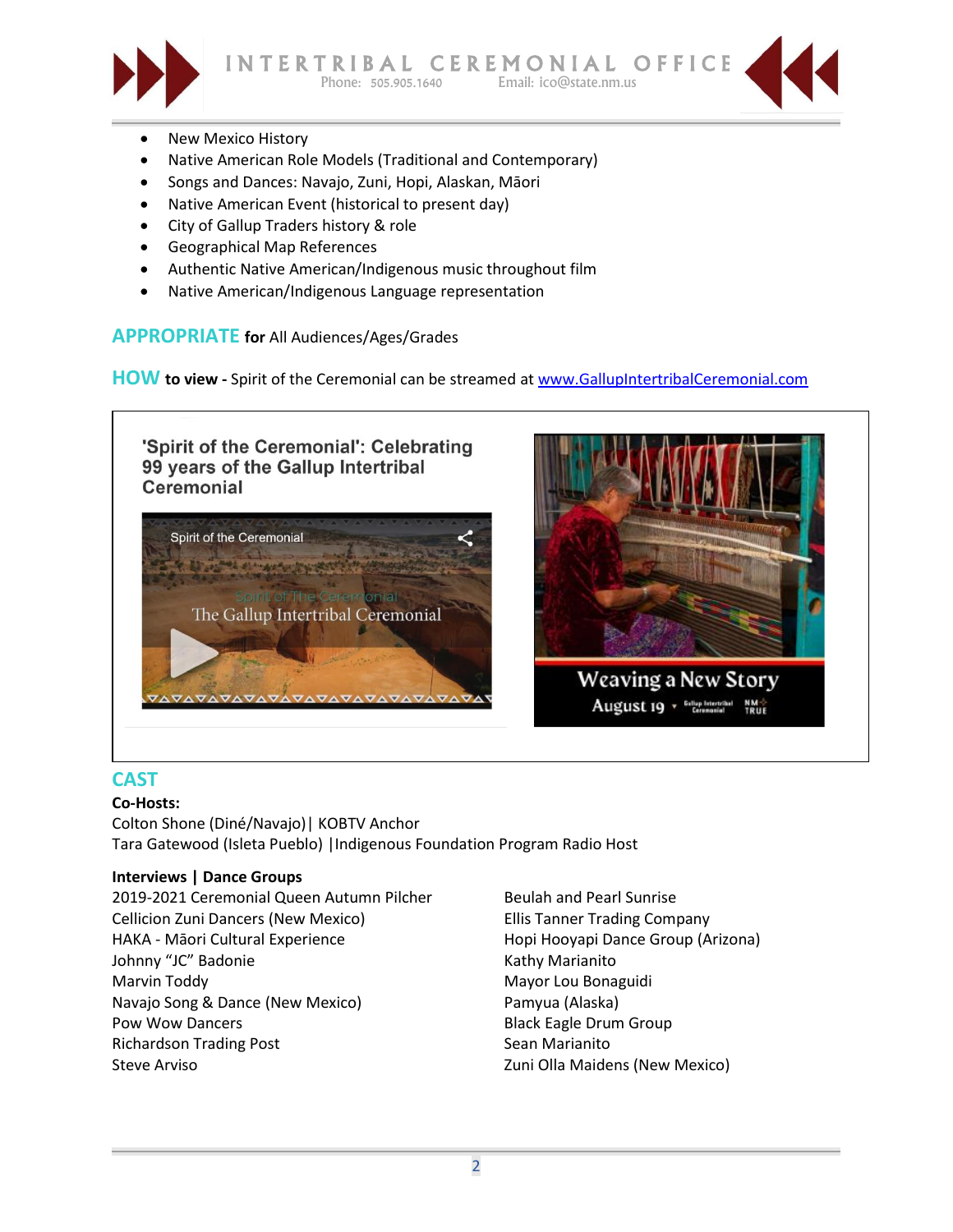- New Mexico History
- Native American Role Models (Traditional and Contemporary)
- Songs and Dances: Navajo, Zuni, Hopi, Alaskan, Māori
- Native American Event (historical to present day)
- City of Gallup Traders history & role
- Geographical Map References
- Authentic Native American/Indigenous music throughout film
- Native American/Indigenous Language representation

**APPROPRIATE for** All Audiences/Ages/Grades

**HOW to view -** Spirit of the Ceremonial can be streamed at [www.GallupIntertribalCeremonial.com](http://www.GallupIntertribalCeremonial.com)

**'Spirit of the Ceremonial': Celebrating 99 years of the Gallup Intertribal Ceremonial**

## CAST

**Co-Hosts:**
Colton Shone (Diné/Navajo)| KOBTV Anchor
Tara Gatewood (Isleta Pueblo) |Indigenous Foundation Program Radio Host

**Interviews | Dance Groups**

2019-2021 Ceremonial Queen Autumn Pilcher
Cellicion Zuni Dancers (New Mexico)
HAKA - Māori Cultural Experience
Johnny "JC" Badonie
Marvin Toddy
Navajo Song & Dance (New Mexico)
Pow Wow Dancers
Richardson Trading Post
Steve Arviso
Beulah and Pearl Sunrise
Ellis Tanner Trading Company
Hopi Hooyapi Dance Group (Arizona)
Kathy Marianito
Mayor Lou Bonaguidi
Pamyua (Alaska)
Black Eagle Drum Group
Sean Marianito
Zuni Olla Maidens (New Mexico)